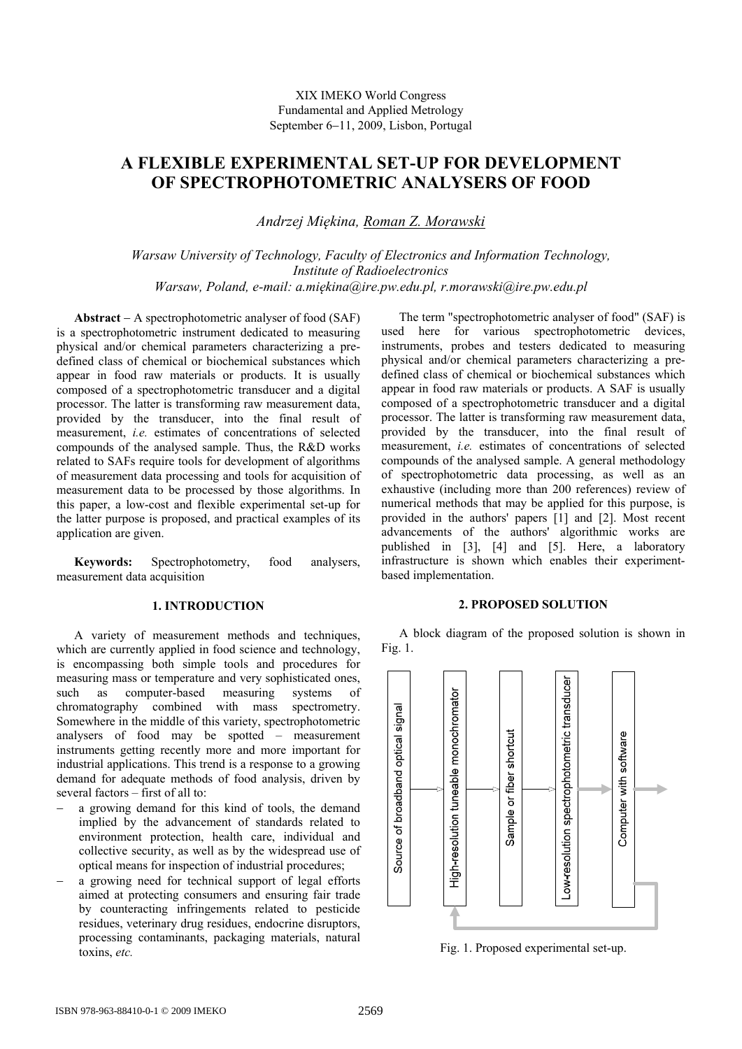XIX IMEKO World Congress
Fundamental and Applied Metrology
September 6−11, 2009, Lisbon, Portugal

# A FLEXIBLE EXPERIMENTAL SET-UP FOR DEVELOPMENT OF SPECTROPHOTOMETRIC ANALYSERS OF FOOD

*Andrzej Miękina, Roman Z. Morawski*

*Warsaw University of Technology, Faculty of Electronics and Information Technology, Institute of Radioelectronics*
*Warsaw, Poland, e-mail: a.miękina@ire.pw.edu.pl, r.morawski@ire.pw.edu.pl*

**Abstract** − A spectrophotometric analyser of food (SAF) is a spectrophotometric instrument dedicated to measuring physical and/or chemical parameters characterizing a pre-defined class of chemical or biochemical substances which appear in food raw materials or products. It is usually composed of a spectrophotometric transducer and a digital processor. The latter is transforming raw measurement data, provided by the transducer, into the final result of measurement, *i.e.* estimates of concentrations of selected compounds of the analysed sample. Thus, the R&D works related to SAFs require tools for development of algorithms of measurement data processing and tools for acquisition of measurement data to be processed by those algorithms. In this paper, a low-cost and flexible experimental set-up for the latter purpose is proposed, and practical examples of its application are given.

**Keywords:** Spectrophotometry, food analysers, measurement data acquisition

## 1. INTRODUCTION

A variety of measurement methods and techniques, which are currently applied in food science and technology, is encompassing both simple tools and procedures for measuring mass or temperature and very sophisticated ones, such as computer-based measuring systems of chromatography combined with mass spectrometry. Somewhere in the middle of this variety, spectrophotometric analysers of food may be spotted – measurement instruments getting recently more and more important for industrial applications. This trend is a response to a growing demand for adequate methods of food analysis, driven by several factors – first of all to:

- a growing demand for this kind of tools, the demand implied by the advancement of standards related to environment protection, health care, individual and collective security, as well as by the widespread use of optical means for inspection of industrial procedures;
- a growing need for technical support of legal efforts aimed at protecting consumers and ensuring fair trade by counteracting infringements related to pesticide residues, veterinary drug residues, endocrine disruptors, processing contaminants, packaging materials, natural toxins, *etc.*

The term "spectrophotometric analyser of food" (SAF) is used here for various spectrophotometric devices, instruments, probes and testers dedicated to measuring physical and/or chemical parameters characterizing a pre-defined class of chemical or biochemical substances which appear in food raw materials or products. A SAF is usually composed of a spectrophotometric transducer and a digital processor. The latter is transforming raw measurement data, provided by the transducer, into the final result of measurement, *i.e.* estimates of concentrations of selected compounds of the analysed sample. A general methodology of spectrophotometric data processing, as well as an exhaustive (including more than 200 references) review of numerical methods that may be applied for this purpose, is provided in the authors' papers [1] and [2]. Most recent advancements of the authors' algorithmic works are published in [3], [4] and [5]. Here, a laboratory infrastructure is shown which enables their experiment-based implementation.

## 2. PROPOSED SOLUTION

A block diagram of the proposed solution is shown in Fig. 1.

Source of broadband optical signal → High-resolution tuneable monochromator → Sample or fiber shortcut → Low-resolution spectrophotometric transducer → Computer with software

Fig. 1. Proposed experimental set-up.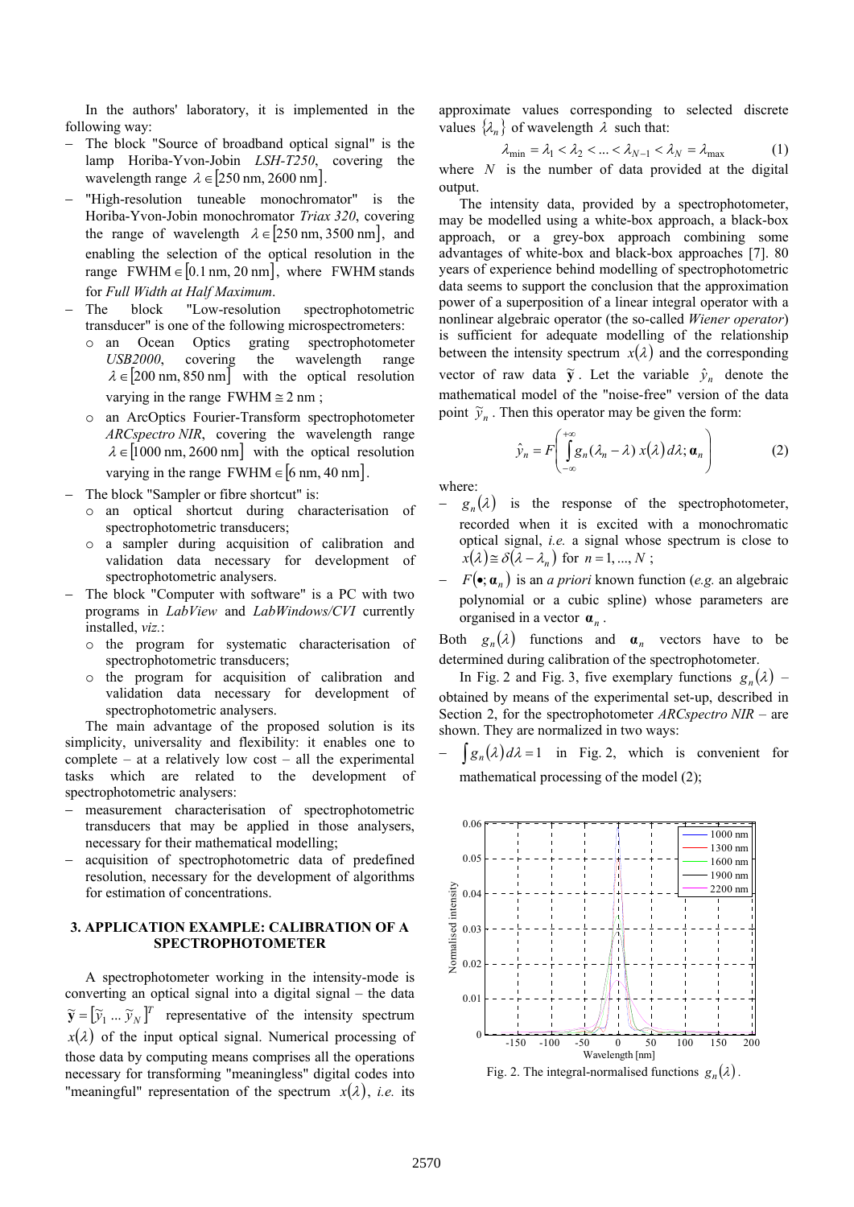In the authors' laboratory, it is implemented in the following way:

- The block "Source of broadband optical signal" is the lamp Horiba-Yvon-Jobin *LSH-T250*, covering the wavelength range $\lambda \in [250\text{ nm}, 2600\text{ nm}]$.
- "High-resolution tuneable monochromator" is the Horiba-Yvon-Jobin monochromator *Triax 320*, covering the range of wavelength $\lambda \in [250\text{ nm}, 3500\text{ nm}]$, and enabling the selection of the optical resolution in the range $\text{FWHM} \in [0.1\text{ nm}, 20\text{ nm}]$, where FWHM stands for *Full Width at Half Maximum*.
- The block "Low-resolution spectrophotometric transducer" is one of the following microspectrometers:
  - an Ocean Optics grating spectrophotometer *USB2000*, covering the wavelength range $\lambda \in [200\text{ nm}, 850\text{ nm}]$ with the optical resolution varying in the range $\text{FWHM} \cong 2\text{ nm}$;
  - an ArcOptics Fourier-Transform spectrophotometer *ARCspectro NIR*, covering the wavelength range $\lambda \in [1000\text{ nm}, 2600\text{ nm}]$ with the optical resolution varying in the range $\text{FWHM} \in [6\text{ nm}, 40\text{ nm}]$.
- The block "Sampler or fibre shortcut" is:
  - an optical shortcut during characterisation of spectrophotometric transducers;
  - a sampler during acquisition of calibration and validation data necessary for development of spectrophotometric analysers.
- The block "Computer with software" is a PC with two programs in *LabView* and *LabWindows/CVI* currently installed, *viz.*:
  - the program for systematic characterisation of spectrophotometric transducers;
  - the program for acquisition of calibration and validation data necessary for development of spectrophotometric analysers.

The main advantage of the proposed solution is its simplicity, universality and flexibility: it enables one to complete – at a relatively low cost – all the experimental tasks which are related to the development of spectrophotometric analysers:

- measurement characterisation of spectrophotometric transducers that may be applied in those analysers, necessary for their mathematical modelling;
- acquisition of spectrophotometric data of predefined resolution, necessary for the development of algorithms for estimation of concentrations.

## 3. APPLICATION EXAMPLE: CALIBRATION OF A SPECTROPHOTOMETER

A spectrophotometer working in the intensity-mode is converting an optical signal into a digital signal – the data $\tilde{\mathbf{y}} = [\tilde{y}_1 \; ... \; \tilde{y}_N]^T$ representative of the intensity spectrum $x(\lambda)$ of the input optical signal. Numerical processing of those data by computing means comprises all the operations necessary for transforming "meaningless" digital codes into "meaningful" representation of the spectrum $x(\lambda)$, *i.e.* its approximate values corresponding to selected discrete values $\{\lambda_n\}$ of wavelength $\lambda$ such that:

$$\lambda_{\min} = \lambda_1 < \lambda_2 < ... < \lambda_{N-1} < \lambda_N = \lambda_{\max} \tag{1}$$

where $N$ is the number of data provided at the digital output.

The intensity data, provided by a spectrophotometer, may be modelled using a white-box approach, a black-box approach, or a grey-box approach combining some advantages of white-box and black-box approaches [7]. 80 years of experience behind modelling of spectrophotometric data seems to support the conclusion that the approximation power of a superposition of a linear integral operator with a nonlinear algebraic operator (the so-called *Wiener operator*) is sufficient for adequate modelling of the relationship between the intensity spectrum $x(\lambda)$ and the corresponding vector of raw data $\tilde{\mathbf{y}}$. Let the variable $\hat{y}_n$ denote the mathematical model of the "noise-free" version of the data point $\tilde{y}_n$. Then this operator may be given the form:

$$\hat{y}_n = F\left( \int_{-\infty}^{+\infty} g_n(\lambda_n - \lambda)\, x(\lambda)\, d\lambda; \boldsymbol{\alpha}_n \right) \tag{2}$$

where:

- $g_n(\lambda)$ is the response of the spectrophotometer, recorded when it is excited with a monochromatic optical signal, *i.e.* a signal whose spectrum is close to $x(\lambda) \cong \delta(\lambda - \lambda_n)$ for $n = 1, ..., N$;
- $F(\bullet; \boldsymbol{\alpha}_n)$ is an *a priori* known function (*e.g.* an algebraic polynomial or a cubic spline) whose parameters are organised in a vector $\boldsymbol{\alpha}_n$.

Both $g_n(\lambda)$ functions and $\boldsymbol{\alpha}_n$ vectors have to be determined during calibration of the spectrophotometer.

In Fig. 2 and Fig. 3, five exemplary functions $g_n(\lambda)$ – obtained by means of the experimental set-up, described in Section 2, for the spectrophotometer *ARCspectro NIR* – are shown. They are normalized in two ways:

- $\int g_n(\lambda)\, d\lambda = 1$ in Fig. 2, which is convenient for mathematical processing of the model (2);

Fig. 2. The integral-normalised functions $g_n(\lambda)$.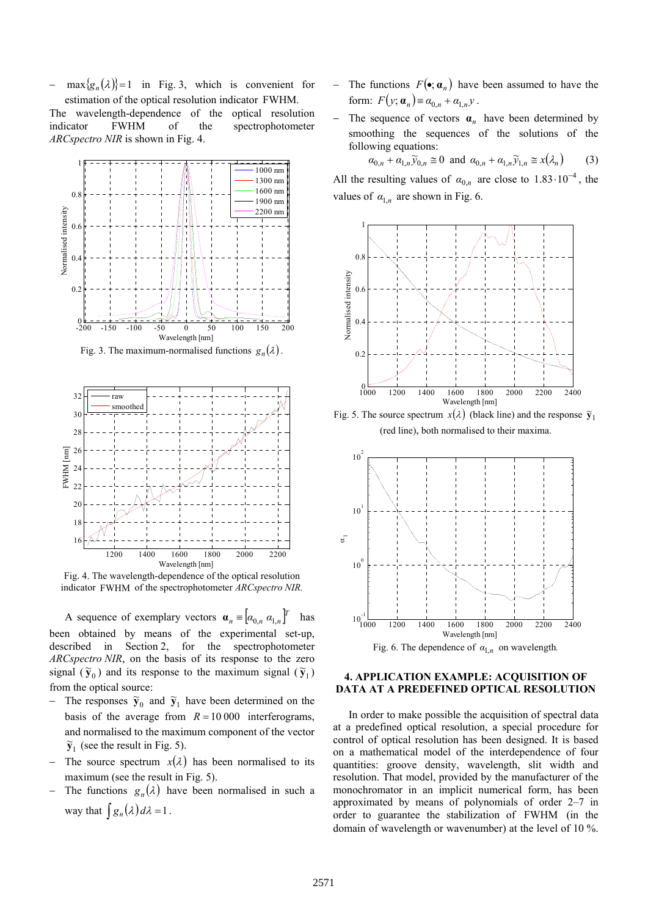– $\max\{g_n(\lambda)\}=1$ in Fig. 3, which is convenient for estimation of the optical resolution indicator FWHM.

The wavelength-dependence of the optical resolution indicator FWHM of the spectrophotometer *ARCspectro NIR* is shown in Fig. 4.

Fig. 3. The maximum-normalised functions $g_n(\lambda)$.

Fig. 4. The wavelength-dependence of the optical resolution indicator FWHM of the spectrophotometer *ARCspectro NIR*.

A sequence of exemplary vectors $\boldsymbol{\alpha}_n \equiv [\alpha_{0,n}\ \alpha_{1,n}]^T$ has been obtained by means of the experimental set-up, described in Section 2, for the spectrophotometer *ARCspectro NIR*, on the basis of its response to the zero signal ($\tilde{\mathbf{y}}_0$) and its response to the maximum signal ($\tilde{\mathbf{y}}_1$) from the optical source:

– The responses $\tilde{\mathbf{y}}_0$ and $\tilde{\mathbf{y}}_1$ have been determined on the basis of the average from $R = 10\,000$ interferograms, and normalised to the maximum component of the vector $\tilde{\mathbf{y}}_1$ (see the result in Fig. 5).
– The source spectrum $x(\lambda)$ has been normalised to its maximum (see the result in Fig. 5).
– The functions $g_n(\lambda)$ have been normalised in such a way that $\int g_n(\lambda)\,d\lambda = 1$.
– The functions $F(\bullet;\boldsymbol{\alpha}_n)$ have been assumed to have the form: $F(y;\boldsymbol{\alpha}_n) \equiv \alpha_{0,n} + \alpha_{1,n}y$.
– The sequence of vectors $\boldsymbol{\alpha}_n$ have been determined by smoothing the sequences of the solutions of the following equations:

$$\alpha_{0,n} + \alpha_{1,n}\tilde{y}_{0,n} \cong 0 \ \text{ and } \ \alpha_{0,n} + \alpha_{1,n}\tilde{y}_{1,n} \cong x(\lambda_n) \qquad (3)$$

All the resulting values of $\alpha_{0,n}$ are close to $1.83 \cdot 10^{-4}$, the values of $\alpha_{1,n}$ are shown in Fig. 6.

Fig. 5. The source spectrum $x(\lambda)$ (black line) and the response $\tilde{\mathbf{y}}_1$ (red line), both normalised to their maxima.

Fig. 6. The dependence of $\alpha_{1,n}$ on wavelength.

## 4. APPLICATION EXAMPLE: ACQUISITION OF DATA AT A PREDEFINED OPTICAL RESOLUTION

In order to make possible the acquisition of spectral data at a predefined optical resolution, a special procedure for control of optical resolution has been designed. It is based on a mathematical model of the interdependence of four quantities: groove density, wavelength, slit width and resolution. That model, provided by the manufacturer of the monochromator in an implicit numerical form, has been approximated by means of polynomials of order 2–7 in order to guarantee the stabilization of FWHM (in the domain of wavelength or wavenumber) at the level of 10 %.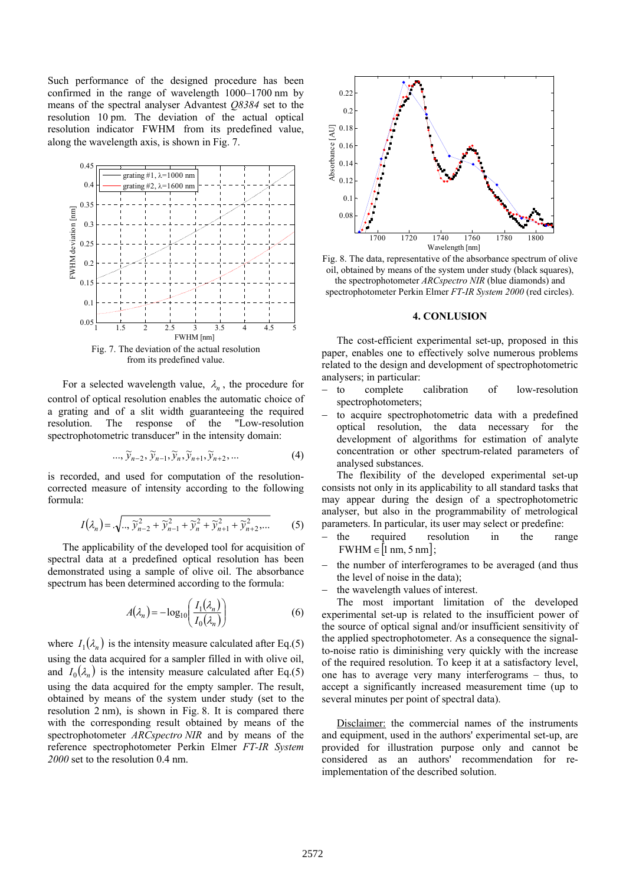Such performance of the designed procedure has been confirmed in the range of wavelength 1000–1700 nm by means of the spectral analyser Advantest *Q8384* set to the resolution 10 pm. The deviation of the actual optical resolution indicator FWHM from its predefined value, along the wavelength axis, is shown in Fig. 7.

Fig. 7. The deviation of the actual resolution from its predefined value.

For a selected wavelength value, $\lambda_n$, the procedure for control of optical resolution enables the automatic choice of a grating and of a slit width guaranteeing the required resolution. The response of the "Low-resolution spectrophotometric transducer" in the intensity domain:

$$..., \tilde{y}_{n-2}, \tilde{y}_{n-1}, \tilde{y}_n, \tilde{y}_{n+1}, \tilde{y}_{n+2}, ... \qquad (4)$$

is recorded, and used for computation of the resolution-corrected measure of intensity according to the following formula:

$$I(\lambda_n) = .\sqrt{.., \tilde{y}_{n-2}^2 + \tilde{y}_{n-1}^2 + \tilde{y}_n^2 + \tilde{y}_{n+1}^2 + \tilde{y}_{n+2}^2 ...} \qquad (5)$$

The applicability of the developed tool for acquisition of spectral data at a predefined optical resolution has been demonstrated using a sample of olive oil. The absorbance spectrum has been determined according to the formula:

$$A(\lambda_n) = -\log_{10}\left(\frac{I_1(\lambda_n)}{I_0(\lambda_n)}\right) \qquad (6)$$

where $I_1(\lambda_n)$ is the intensity measure calculated after Eq.(5) using the data acquired for a sampler filled in with olive oil, and $I_0(\lambda_n)$ is the intensity measure calculated after Eq.(5) using the data acquired for the empty sampler. The result, obtained by means of the system under study (set to the resolution 2 nm), is shown in Fig. 8. It is compared there with the corresponding result obtained by means of the spectrophotometer *ARCspectro NIR* and by means of the reference spectrophotometer Perkin Elmer *FT-IR System 2000* set to the resolution 0.4 nm.

Fig. 8. The data, representative of the absorbance spectrum of olive oil, obtained by means of the system under study (black squares), the spectrophotometer *ARCspectro NIR* (blue diamonds) and spectrophotometer Perkin Elmer *FT-IR System 2000* (red circles).

## 4. CONLUSION

The cost-efficient experimental set-up, proposed in this paper, enables one to effectively solve numerous problems related to the design and development of spectrophotometric analysers; in particular:

- to complete calibration of low-resolution spectrophotometers;
- to acquire spectrophotometric data with a predefined optical resolution, the data necessary for the development of algorithms for estimation of analyte concentration or other spectrum-related parameters of analysed substances.

The flexibility of the developed experimental set-up consists not only in its applicability to all standard tasks that may appear during the design of a spectrophotometric analyser, but also in the programmability of metrological parameters. In particular, its user may select or predefine:

- the required resolution in the range $\text{FWHM} \in [1\text{ nm}, 5\text{ nm}]$;
- the number of interferogrames to be averaged (and thus the level of noise in the data);
- the wavelength values of interest.

The most important limitation of the developed experimental set-up is related to the insufficient power of the source of optical signal and/or insufficient sensitivity of the applied spectrophotometer. As a consequence the signal-to-noise ratio is diminishing very quickly with the increase of the required resolution. To keep it at a satisfactory level, one has to average very many interferograms – thus, to accept a significantly increased measurement time (up to several minutes per point of spectral data).

Disclaimer: the commercial names of the instruments and equipment, used in the authors' experimental set-up, are provided for illustration purpose only and cannot be considered as an authors' recommendation for re-implementation of the described solution.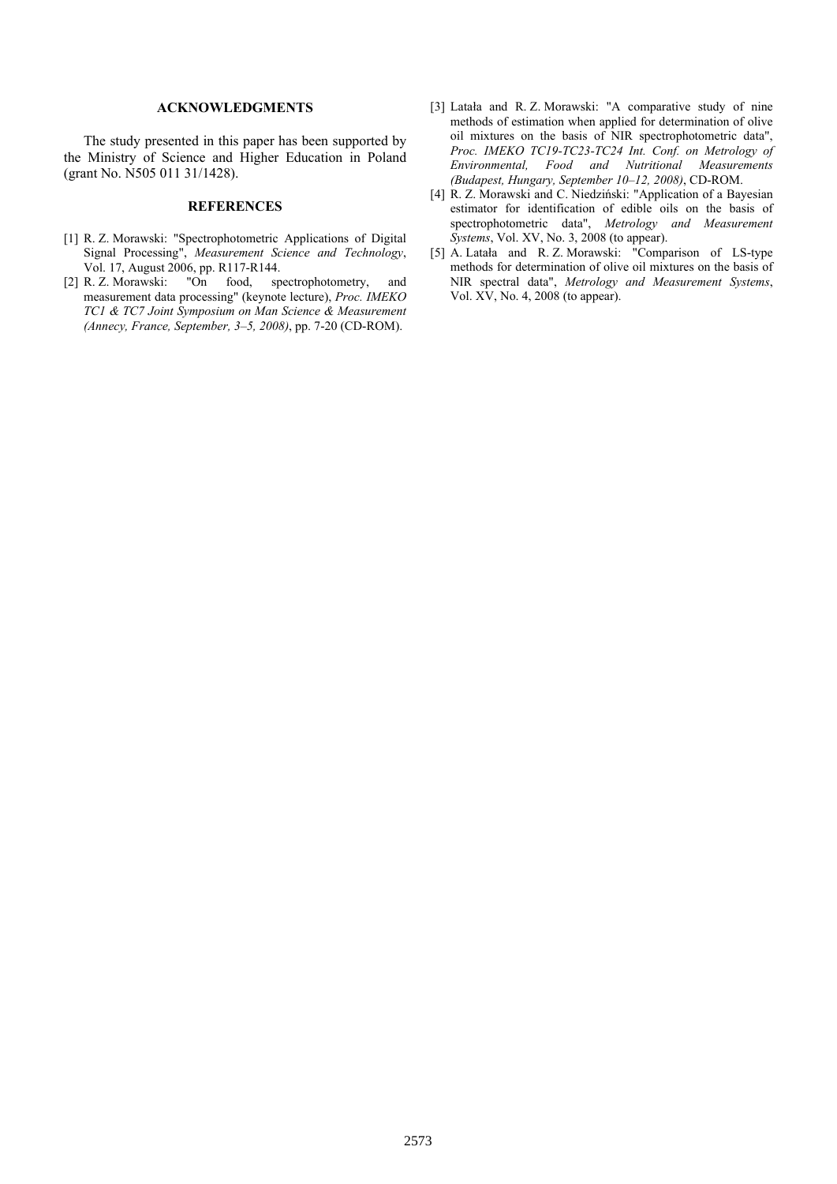## ACKNOWLEDGMENTS

The study presented in this paper has been supported by the Ministry of Science and Higher Education in Poland (grant No. N505 011 31/1428).

## REFERENCES

[1] R. Z. Morawski: "Spectrophotometric Applications of Digital Signal Processing", *Measurement Science and Technology*, Vol. 17, August 2006, pp. R117-R144.

[2] R. Z. Morawski: "On food, spectrophotometry, and measurement data processing" (keynote lecture), *Proc. IMEKO TC1 & TC7 Joint Symposium on Man Science & Measurement (Annecy, France, September, 3–5, 2008)*, pp. 7-20 (CD-ROM).

[3] Latała and R. Z. Morawski: "A comparative study of nine methods of estimation when applied for determination of olive oil mixtures on the basis of NIR spectrophotometric data", *Proc. IMEKO TC19-TC23-TC24 Int. Conf. on Metrology of Environmental, Food and Nutritional Measurements (Budapest, Hungary, September 10–12, 2008)*, CD-ROM.

[4] R. Z. Morawski and C. Niedziński: "Application of a Bayesian estimator for identification of edible oils on the basis of spectrophotometric data", *Metrology and Measurement Systems*, Vol. XV, No. 3, 2008 (to appear).

[5] A. Latała and R. Z. Morawski: "Comparison of LS-type methods for determination of olive oil mixtures on the basis of NIR spectral data", *Metrology and Measurement Systems*, Vol. XV, No. 4, 2008 (to appear).